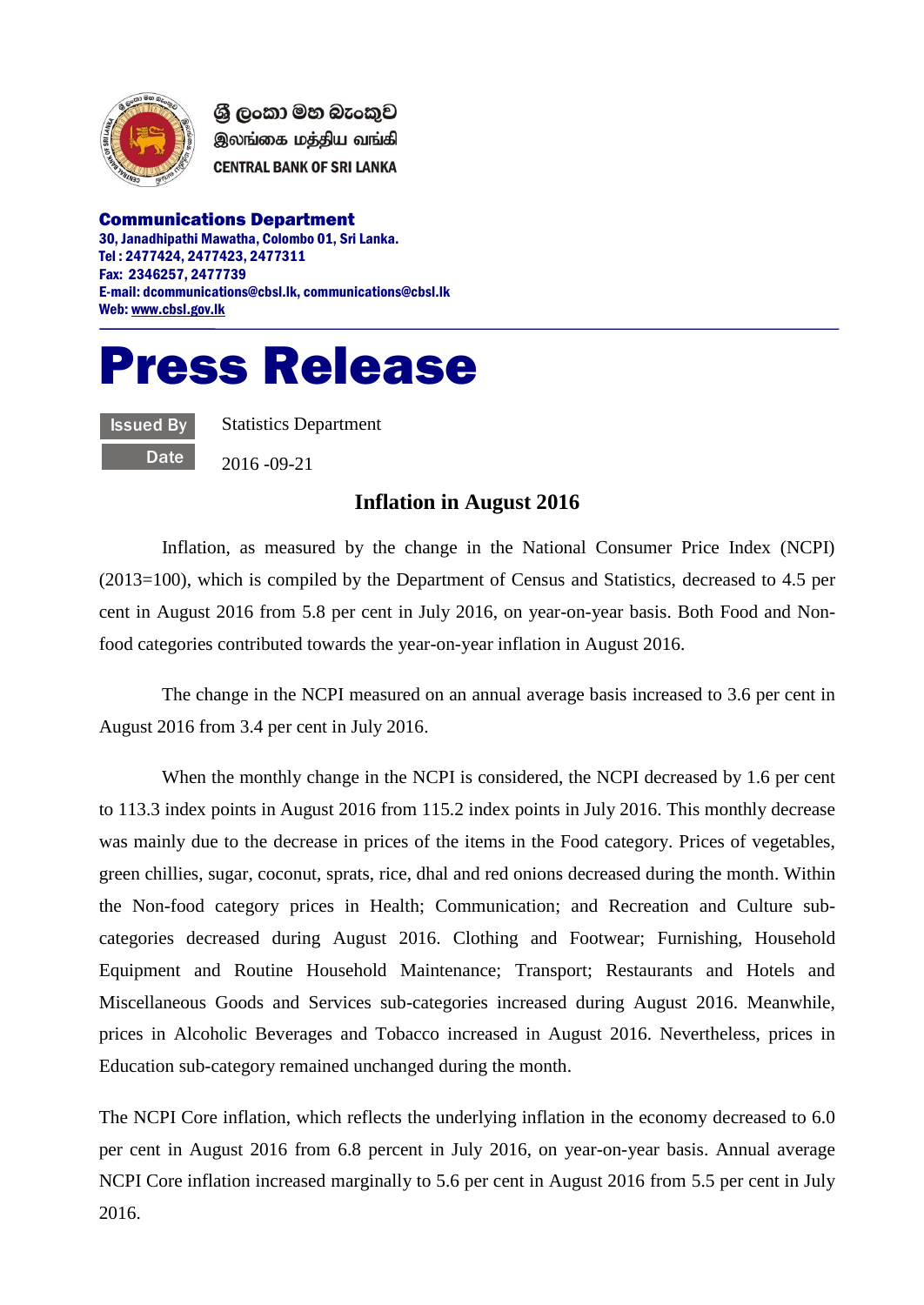ශ්‍රී ලංකා මහ බැංකුව
இலங்கை மத்திய வங்கி
CENTRAL BANK OF SRI LANKA

**Communications Department**
**30, Janadhipathi Mawatha, Colombo 01, Sri Lanka.**
**Tel : 2477424, 2477423, 2477311**
**Fax: 2346257, 2477739**
**E-mail: dcommunications@cbsl.lk, communications@cbsl.lk**
**Web: www.cbsl.gov.lk**

# Press Release

| | |
|---|---|
| **Issued By** | Statistics Department |
| **Date** | 2016 -09-21 |

## Inflation in August 2016

Inflation, as measured by the change in the National Consumer Price Index (NCPI) (2013=100), which is compiled by the Department of Census and Statistics, decreased to 4.5 per cent in August 2016 from 5.8 per cent in July 2016, on year-on-year basis. Both Food and Non-food categories contributed towards the year-on-year inflation in August 2016.

The change in the NCPI measured on an annual average basis increased to 3.6 per cent in August 2016 from 3.4 per cent in July 2016.

When the monthly change in the NCPI is considered, the NCPI decreased by 1.6 per cent to 113.3 index points in August 2016 from 115.2 index points in July 2016. This monthly decrease was mainly due to the decrease in prices of the items in the Food category. Prices of vegetables, green chillies, sugar, coconut, sprats, rice, dhal and red onions decreased during the month. Within the Non-food category prices in Health; Communication; and Recreation and Culture sub-categories decreased during August 2016. Clothing and Footwear; Furnishing, Household Equipment and Routine Household Maintenance; Transport; Restaurants and Hotels and Miscellaneous Goods and Services sub-categories increased during August 2016. Meanwhile, prices in Alcoholic Beverages and Tobacco increased in August 2016. Nevertheless, prices in Education sub-category remained unchanged during the month.

The NCPI Core inflation, which reflects the underlying inflation in the economy decreased to 6.0 per cent in August 2016 from 6.8 percent in July 2016, on year-on-year basis. Annual average NCPI Core inflation increased marginally to 5.6 per cent in August 2016 from 5.5 per cent in July 2016.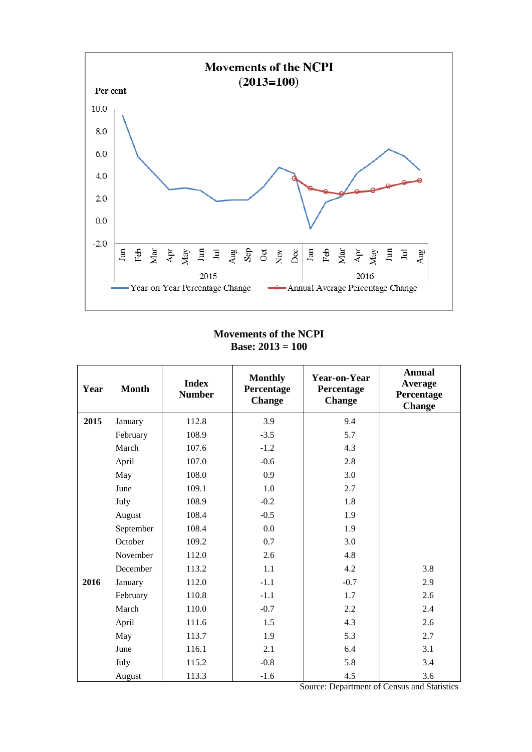**Movements of the NCPI**
**(2013=100)**

Per cent

10.0
8.0
6.0
4.0
2.0
0.0
-2.0

Jan Feb Mar Apr May Jun Jul Aug Sep Oct Nov Dec Jan Feb Mar Apr May Jun Jul Aug

2015 2016

Year-on-Year Percentage Change
Annual Average Percentage Change

**Movements of the NCPI**
**Base: 2013 = 100**

| Year | Month | Index Number | Monthly Percentage Change | Year-on-Year Percentage Change | Annual Average Percentage Change |
|---|---|---|---|---|---|
| **2015** | January | 112.8 | 3.9 | 9.4 | |
| | February | 108.9 | -3.5 | 5.7 | |
| | March | 107.6 | -1.2 | 4.3 | |
| | April | 107.0 | -0.6 | 2.8 | |
| | May | 108.0 | 0.9 | 3.0 | |
| | June | 109.1 | 1.0 | 2.7 | |
| | July | 108.9 | -0.2 | 1.8 | |
| | August | 108.4 | -0.5 | 1.9 | |
| | September | 108.4 | 0.0 | 1.9 | |
| | October | 109.2 | 0.7 | 3.0 | |
| | November | 112.0 | 2.6 | 4.8 | |
| | December | 113.2 | 1.1 | 4.2 | 3.8 |
| **2016** | January | 112.0 | -1.1 | -0.7 | 2.9 |
| | February | 110.8 | -1.1 | 1.7 | 2.6 |
| | March | 110.0 | -0.7 | 2.2 | 2.4 |
| | April | 111.6 | 1.5 | 4.3 | 2.6 |
| | May | 113.7 | 1.9 | 5.3 | 2.7 |
| | June | 116.1 | 2.1 | 6.4 | 3.1 |
| | July | 115.2 | -0.8 | 5.8 | 3.4 |
| | August | 113.3 | -1.6 | 4.5 | 3.6 |

Source: Department of Census and Statistics